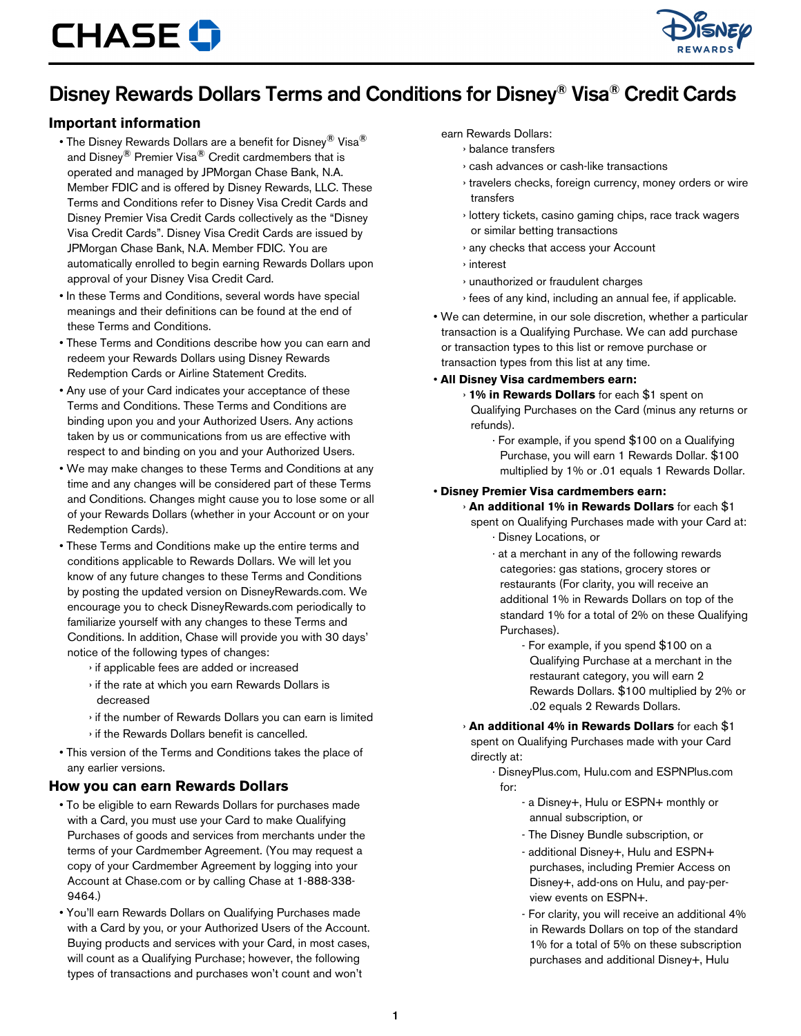# Disney Rewards Dollars Terms and Conditions for Disney® Visa® Credit Cards

## Important information

- The Disney Rewards Dollars are a benefit for Disney® Visa® and Disney® Premier Visa® Credit cardmembers that is operated and managed by JPMorgan Chase Bank, N.A. Member FDIC and is offered by Disney Rewards, LLC. These Terms and Conditions refer to Disney Visa Credit Cards and Disney Premier Visa Credit Cards collectively as the "Disney Visa Credit Cards". Disney Visa Credit Cards are issued by JPMorgan Chase Bank, N.A. Member FDIC. You are automatically enrolled to begin earning Rewards Dollars upon approval of your Disney Visa Credit Card.
- In these Terms and Conditions, several words have special meanings and their definitions can be found at the end of these Terms and Conditions.
- These Terms and Conditions describe how you can earn and redeem your Rewards Dollars using Disney Rewards Redemption Cards or Airline Statement Credits.
- Any use of your Card indicates your acceptance of these Terms and Conditions. These Terms and Conditions are binding upon you and your Authorized Users. Any actions taken by us or communications from us are effective with respect to and binding on you and your Authorized Users.
- We may make changes to these Terms and Conditions at any time and any changes will be considered part of these Terms and Conditions. Changes might cause you to lose some or all of your Rewards Dollars (whether in your Account or on your Redemption Cards).
- These Terms and Conditions make up the entire terms and conditions applicable to Rewards Dollars. We will let you know of any future changes to these Terms and Conditions by posting the updated version on DisneyRewards.com. We encourage you to check DisneyRewards.com periodically to familiarize yourself with any changes to these Terms and Conditions. In addition, Chase will provide you with 30 days' notice of the following types of changes:
  - if applicable fees are added or increased
  - if the rate at which you earn Rewards Dollars is decreased
  - if the number of Rewards Dollars you can earn is limited
  - if the Rewards Dollars benefit is cancelled.
- This version of the Terms and Conditions takes the place of any earlier versions.

## How you can earn Rewards Dollars

- To be eligible to earn Rewards Dollars for purchases made with a Card, you must use your Card to make Qualifying Purchases of goods and services from merchants under the terms of your Cardmember Agreement. (You may request a copy of your Cardmember Agreement by logging into your Account at Chase.com or by calling Chase at 1-888-338-9464.)
- You'll earn Rewards Dollars on Qualifying Purchases made with a Card by you, or your Authorized Users of the Account. Buying products and services with your Card, in most cases, will count as a Qualifying Purchase; however, the following types of transactions and purchases won't count and won't earn Rewards Dollars:
  - balance transfers
  - cash advances or cash-like transactions
  - travelers checks, foreign currency, money orders or wire transfers
  - lottery tickets, casino gaming chips, race track wagers or similar betting transactions
  - any checks that access your Account
  - interest
  - unauthorized or fraudulent charges
  - fees of any kind, including an annual fee, if applicable.
- We can determine, in our sole discretion, whether a particular transaction is a Qualifying Purchase. We can add purchase or transaction types to this list or remove purchase or transaction types from this list at any time.
- **All Disney Visa cardmembers earn:**
  - **1% in Rewards Dollars** for each $1 spent on Qualifying Purchases on the Card (minus any returns or refunds).
    - For example, if you spend $100 on a Qualifying Purchase, you will earn 1 Rewards Dollar. $100 multiplied by 1% or .01 equals 1 Rewards Dollar.
- **Disney Premier Visa cardmembers earn:**
  - **An additional 1% in Rewards Dollars** for each $1 spent on Qualifying Purchases made with your Card at:
    - Disney Locations, or
    - at a merchant in any of the following rewards categories: gas stations, grocery stores or restaurants (For clarity, you will receive an additional 1% in Rewards Dollars on top of the standard 1% for a total of 2% on these Qualifying Purchases).
      - For example, if you spend $100 on a Qualifying Purchase at a merchant in the restaurant category, you will earn 2 Rewards Dollars. $100 multiplied by 2% or .02 equals 2 Rewards Dollars.
  - **An additional 4% in Rewards Dollars** for each $1 spent on Qualifying Purchases made with your Card directly at:
    - DisneyPlus.com, Hulu.com and ESPNPlus.com for:
      - a Disney+, Hulu or ESPN+ monthly or annual subscription, or
      - The Disney Bundle subscription, or
      - additional Disney+, Hulu and ESPN+ purchases, including Premier Access on Disney+, add-ons on Hulu, and pay-per-view events on ESPN+.
      - For clarity, you will receive an additional 4% in Rewards Dollars on top of the standard 1% for a total of 5% on these subscription purchases and additional Disney+, Hulu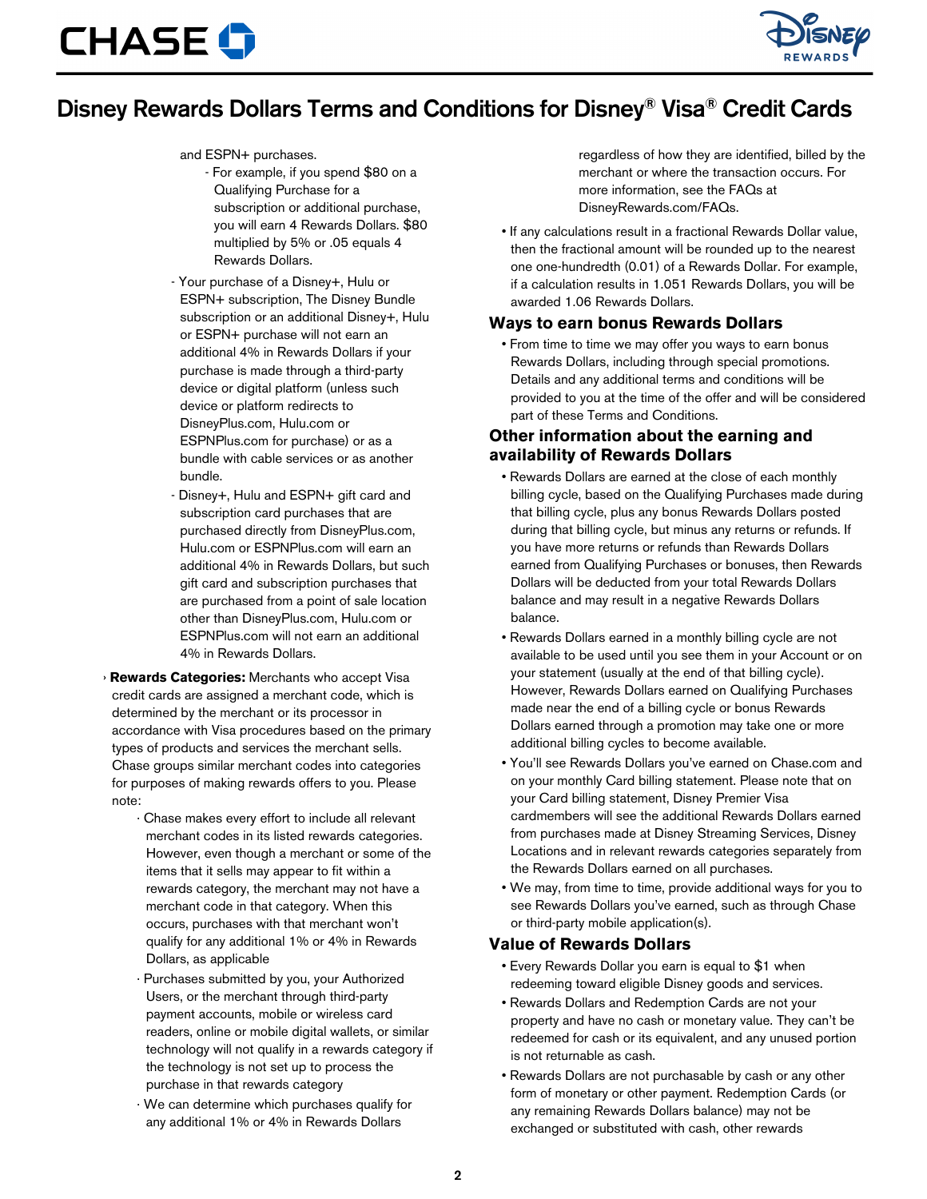# Disney Rewards Dollars Terms and Conditions for Disney® Visa® Credit Cards

and ESPN+ purchases.

- For example, if you spend $80 on a Qualifying Purchase for a subscription or additional purchase, you will earn 4 Rewards Dollars. $80 multiplied by 5% or .05 equals 4 Rewards Dollars.

- Your purchase of a Disney+, Hulu or ESPN+ subscription, The Disney Bundle subscription or an additional Disney+, Hulu or ESPN+ purchase will not earn an additional 4% in Rewards Dollars if your purchase is made through a third-party device or digital platform (unless such device or platform redirects to DisneyPlus.com, Hulu.com or ESPNPlus.com for purchase) or as a bundle with cable services or as another bundle.
- Disney+, Hulu and ESPN+ gift card and subscription card purchases that are purchased directly from DisneyPlus.com, Hulu.com or ESPNPlus.com will earn an additional 4% in Rewards Dollars, but such gift card and subscription purchases that are purchased from a point of sale location other than DisneyPlus.com, Hulu.com or ESPNPlus.com will not earn an additional 4% in Rewards Dollars.

› **Rewards Categories:** Merchants who accept Visa credit cards are assigned a merchant code, which is determined by the merchant or its processor in accordance with Visa procedures based on the primary types of products and services the merchant sells. Chase groups similar merchant codes into categories for purposes of making rewards offers to you. Please note:

- Chase makes every effort to include all relevant merchant codes in its listed rewards categories. However, even though a merchant or some of the items that it sells may appear to fit within a rewards category, the merchant may not have a merchant code in that category. When this occurs, purchases with that merchant won't qualify for any additional 1% or 4% in Rewards Dollars, as applicable
- Purchases submitted by you, your Authorized Users, or the merchant through third-party payment accounts, mobile or wireless card readers, online or mobile digital wallets, or similar technology will not qualify in a rewards category if the technology is not set up to process the purchase in that rewards category
- We can determine which purchases qualify for any additional 1% or 4% in Rewards Dollars regardless of how they are identified, billed by the merchant or where the transaction occurs. For more information, see the FAQs at DisneyRewards.com/FAQs.

- If any calculations result in a fractional Rewards Dollar value, then the fractional amount will be rounded up to the nearest one one-hundredth (0.01) of a Rewards Dollar. For example, if a calculation results in 1.051 Rewards Dollars, you will be awarded 1.06 Rewards Dollars.

## Ways to earn bonus Rewards Dollars

- From time to time we may offer you ways to earn bonus Rewards Dollars, including through special promotions. Details and any additional terms and conditions will be provided to you at the time of the offer and will be considered part of these Terms and Conditions.

## Other information about the earning and availability of Rewards Dollars

- Rewards Dollars are earned at the close of each monthly billing cycle, based on the Qualifying Purchases made during that billing cycle, plus any bonus Rewards Dollars posted during that billing cycle, but minus any returns or refunds. If you have more returns or refunds than Rewards Dollars earned from Qualifying Purchases or bonuses, then Rewards Dollars will be deducted from your total Rewards Dollars balance and may result in a negative Rewards Dollars balance.
- Rewards Dollars earned in a monthly billing cycle are not available to be used until you see them in your Account or on your statement (usually at the end of that billing cycle). However, Rewards Dollars earned on Qualifying Purchases made near the end of a billing cycle or bonus Rewards Dollars earned through a promotion may take one or more additional billing cycles to become available.
- You'll see Rewards Dollars you've earned on Chase.com and on your monthly Card billing statement. Please note that on your Card billing statement, Disney Premier Visa cardmembers will see the additional Rewards Dollars earned from purchases made at Disney Streaming Services, Disney Locations and in relevant rewards categories separately from the Rewards Dollars earned on all purchases.
- We may, from time to time, provide additional ways for you to see Rewards Dollars you've earned, such as through Chase or third-party mobile application(s).

## Value of Rewards Dollars

- Every Rewards Dollar you earn is equal to $1 when redeeming toward eligible Disney goods and services.
- Rewards Dollars and Redemption Cards are not your property and have no cash or monetary value. They can't be redeemed for cash or its equivalent, and any unused portion is not returnable as cash.
- Rewards Dollars are not purchasable by cash or any other form of monetary or other payment. Redemption Cards (or any remaining Rewards Dollars balance) may not be exchanged or substituted with cash, other rewards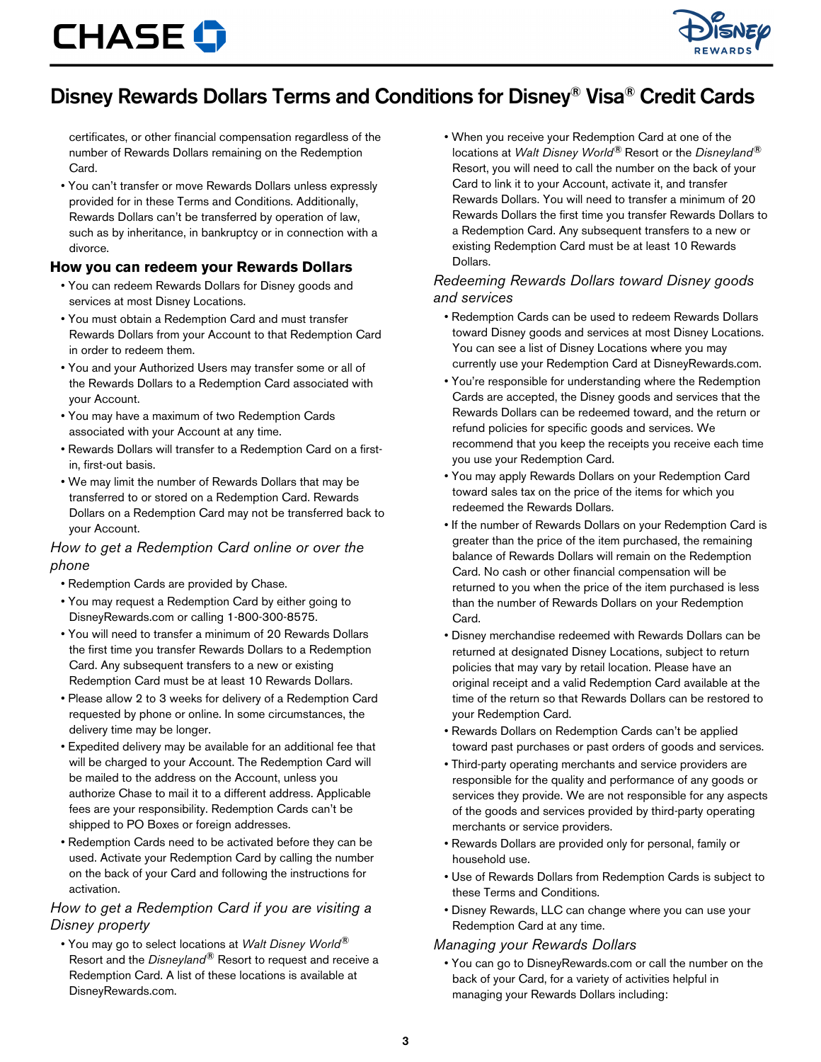certificates, or other financial compensation regardless of the number of Rewards Dollars remaining on the Redemption Card.

- You can't transfer or move Rewards Dollars unless expressly provided for in these Terms and Conditions. Additionally, Rewards Dollars can't be transferred by operation of law, such as by inheritance, in bankruptcy or in connection with a divorce.

## How you can redeem your Rewards Dollars

- You can redeem Rewards Dollars for Disney goods and services at most Disney Locations.
- You must obtain a Redemption Card and must transfer Rewards Dollars from your Account to that Redemption Card in order to redeem them.
- You and your Authorized Users may transfer some or all of the Rewards Dollars to a Redemption Card associated with your Account.
- You may have a maximum of two Redemption Cards associated with your Account at any time.
- Rewards Dollars will transfer to a Redemption Card on a first-in, first-out basis.
- We may limit the number of Rewards Dollars that may be transferred to or stored on a Redemption Card. Rewards Dollars on a Redemption Card may not be transferred back to your Account.

### *How to get a Redemption Card online or over the phone*

- Redemption Cards are provided by Chase.
- You may request a Redemption Card by either going to DisneyRewards.com or calling 1-800-300-8575.
- You will need to transfer a minimum of 20 Rewards Dollars the first time you transfer Rewards Dollars to a Redemption Card. Any subsequent transfers to a new or existing Redemption Card must be at least 10 Rewards Dollars.
- Please allow 2 to 3 weeks for delivery of a Redemption Card requested by phone or online. In some circumstances, the delivery time may be longer.
- Expedited delivery may be available for an additional fee that will be charged to your Account. The Redemption Card will be mailed to the address on the Account, unless you authorize Chase to mail it to a different address. Applicable fees are your responsibility. Redemption Cards can't be shipped to PO Boxes or foreign addresses.
- Redemption Cards need to be activated before they can be used. Activate your Redemption Card by calling the number on the back of your Card and following the instructions for activation.

### *How to get a Redemption Card if you are visiting a Disney property*

- You may go to select locations at *Walt Disney World*® Resort and the *Disneyland*® Resort to request and receive a Redemption Card. A list of these locations is available at DisneyRewards.com.
- When you receive your Redemption Card at one of the locations at *Walt Disney World*® Resort or the *Disneyland*® Resort, you will need to call the number on the back of your Card to link it to your Account, activate it, and transfer Rewards Dollars. You will need to transfer a minimum of 20 Rewards Dollars the first time you transfer Rewards Dollars to a Redemption Card. Any subsequent transfers to a new or existing Redemption Card must be at least 10 Rewards Dollars.

### *Redeeming Rewards Dollars toward Disney goods and services*

- Redemption Cards can be used to redeem Rewards Dollars toward Disney goods and services at most Disney Locations. You can see a list of Disney Locations where you may currently use your Redemption Card at DisneyRewards.com.
- You're responsible for understanding where the Redemption Cards are accepted, the Disney goods and services that the Rewards Dollars can be redeemed toward, and the return or refund policies for specific goods and services. We recommend that you keep the receipts you receive each time you use your Redemption Card.
- You may apply Rewards Dollars on your Redemption Card toward sales tax on the price of the items for which you redeemed the Rewards Dollars.
- If the number of Rewards Dollars on your Redemption Card is greater than the price of the item purchased, the remaining balance of Rewards Dollars will remain on the Redemption Card. No cash or other financial compensation will be returned to you when the price of the item purchased is less than the number of Rewards Dollars on your Redemption Card.
- Disney merchandise redeemed with Rewards Dollars can be returned at designated Disney Locations, subject to return policies that may vary by retail location. Please have an original receipt and a valid Redemption Card available at the time of the return so that Rewards Dollars can be restored to your Redemption Card.
- Rewards Dollars on Redemption Cards can't be applied toward past purchases or past orders of goods and services.
- Third-party operating merchants and service providers are responsible for the quality and performance of any goods or services they provide. We are not responsible for any aspects of the goods and services provided by third-party operating merchants or service providers.
- Rewards Dollars are provided only for personal, family or household use.
- Use of Rewards Dollars from Redemption Cards is subject to these Terms and Conditions.
- Disney Rewards, LLC can change where you can use your Redemption Card at any time.

### *Managing your Rewards Dollars*

- You can go to DisneyRewards.com or call the number on the back of your Card, for a variety of activities helpful in managing your Rewards Dollars including: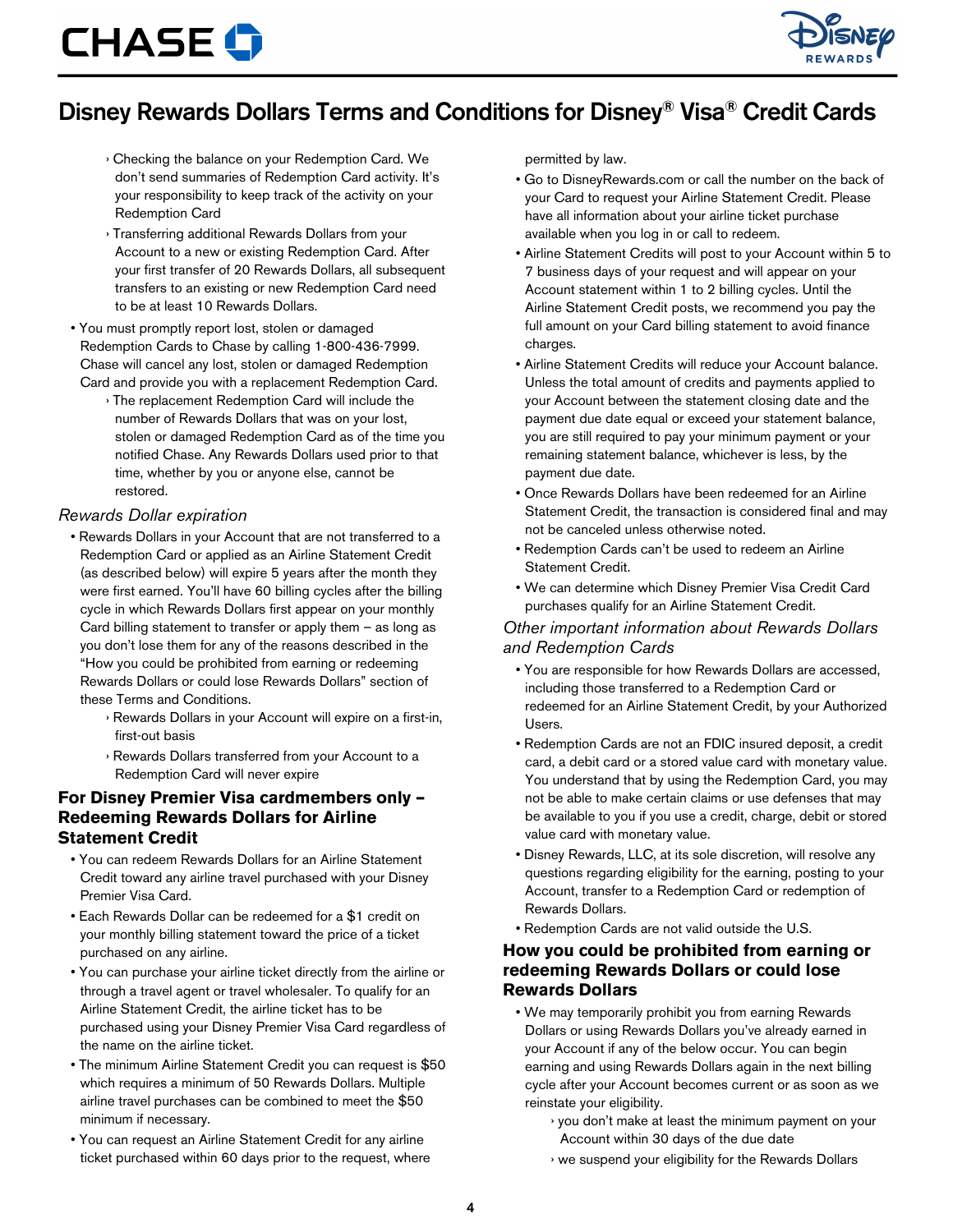# Disney Rewards Dollars Terms and Conditions for Disney® Visa® Credit Cards

- Checking the balance on your Redemption Card. We don't send summaries of Redemption Card activity. It's your responsibility to keep track of the activity on your Redemption Card
- Transferring additional Rewards Dollars from your Account to a new or existing Redemption Card. After your first transfer of 20 Rewards Dollars, all subsequent transfers to an existing or new Redemption Card need to be at least 10 Rewards Dollars.

- You must promptly report lost, stolen or damaged Redemption Cards to Chase by calling 1-800-436-7999. Chase will cancel any lost, stolen or damaged Redemption Card and provide you with a replacement Redemption Card.
  - The replacement Redemption Card will include the number of Rewards Dollars that was on your lost, stolen or damaged Redemption Card as of the time you notified Chase. Any Rewards Dollars used prior to that time, whether by you or anyone else, cannot be restored.

*Rewards Dollar expiration*

- Rewards Dollars in your Account that are not transferred to a Redemption Card or applied as an Airline Statement Credit (as described below) will expire 5 years after the month they were first earned. You'll have 60 billing cycles after the billing cycle in which Rewards Dollars first appear on your monthly Card billing statement to transfer or apply them – as long as you don't lose them for any of the reasons described in the "How you could be prohibited from earning or redeeming Rewards Dollars or could lose Rewards Dollars" section of these Terms and Conditions.
  - Rewards Dollars in your Account will expire on a first-in, first-out basis
  - Rewards Dollars transferred from your Account to a Redemption Card will never expire

## For Disney Premier Visa cardmembers only – Redeeming Rewards Dollars for Airline Statement Credit

- You can redeem Rewards Dollars for an Airline Statement Credit toward any airline travel purchased with your Disney Premier Visa Card.
- Each Rewards Dollar can be redeemed for a $1 credit on your monthly billing statement toward the price of a ticket purchased on any airline.
- You can purchase your airline ticket directly from the airline or through a travel agent or travel wholesaler. To qualify for an Airline Statement Credit, the airline ticket has to be purchased using your Disney Premier Visa Card regardless of the name on the airline ticket.
- The minimum Airline Statement Credit you can request is $50 which requires a minimum of 50 Rewards Dollars. Multiple airline travel purchases can be combined to meet the $50 minimum if necessary.
- You can request an Airline Statement Credit for any airline ticket purchased within 60 days prior to the request, where permitted by law.
- Go to DisneyRewards.com or call the number on the back of your Card to request your Airline Statement Credit. Please have all information about your airline ticket purchase available when you log in or call to redeem.
- Airline Statement Credits will post to your Account within 5 to 7 business days of your request and will appear on your Account statement within 1 to 2 billing cycles. Until the Airline Statement Credit posts, we recommend you pay the full amount on your Card billing statement to avoid finance charges.
- Airline Statement Credits will reduce your Account balance. Unless the total amount of credits and payments applied to your Account between the statement closing date and the payment due date equal or exceed your statement balance, you are still required to pay your minimum payment or your remaining statement balance, whichever is less, by the payment due date.
- Once Rewards Dollars have been redeemed for an Airline Statement Credit, the transaction is considered final and may not be canceled unless otherwise noted.
- Redemption Cards can't be used to redeem an Airline Statement Credit.
- We can determine which Disney Premier Visa Credit Card purchases qualify for an Airline Statement Credit.

*Other important information about Rewards Dollars and Redemption Cards*

- You are responsible for how Rewards Dollars are accessed, including those transferred to a Redemption Card or redeemed for an Airline Statement Credit, by your Authorized Users.
- Redemption Cards are not an FDIC insured deposit, a credit card, a debit card or a stored value card with monetary value. You understand that by using the Redemption Card, you may not be able to make certain claims or use defenses that may be available to you if you use a credit, charge, debit or stored value card with monetary value.
- Disney Rewards, LLC, at its sole discretion, will resolve any questions regarding eligibility for the earning, posting to your Account, transfer to a Redemption Card or redemption of Rewards Dollars.
- Redemption Cards are not valid outside the U.S.

## How you could be prohibited from earning or redeeming Rewards Dollars or could lose Rewards Dollars

- We may temporarily prohibit you from earning Rewards Dollars or using Rewards Dollars you've already earned in your Account if any of the below occur. You can begin earning and using Rewards Dollars again in the next billing cycle after your Account becomes current or as soon as we reinstate your eligibility.
  - you don't make at least the minimum payment on your Account within 30 days of the due date
  - we suspend your eligibility for the Rewards Dollars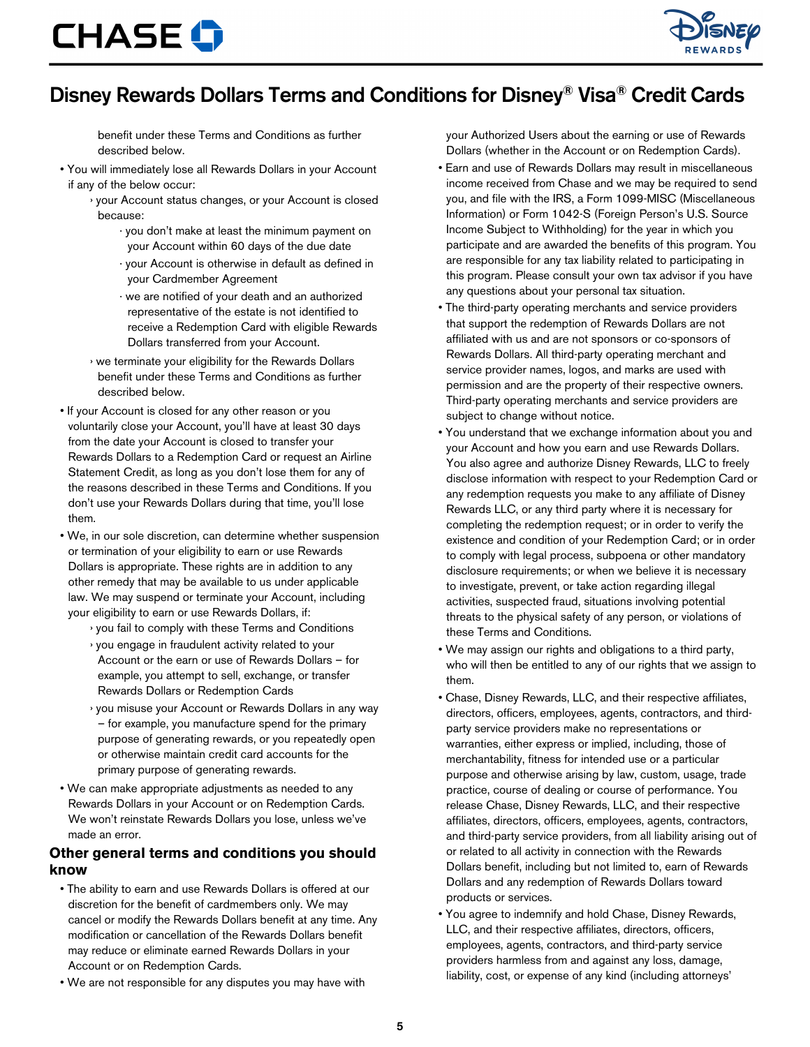benefit under these Terms and Conditions as further described below.

- You will immediately lose all Rewards Dollars in your Account if any of the below occur:
  - your Account status changes, or your Account is closed because:
    - you don't make at least the minimum payment on your Account within 60 days of the due date
    - your Account is otherwise in default as defined in your Cardmember Agreement
    - we are notified of your death and an authorized representative of the estate is not identified to receive a Redemption Card with eligible Rewards Dollars transferred from your Account.
  - we terminate your eligibility for the Rewards Dollars benefit under these Terms and Conditions as further described below.
- If your Account is closed for any other reason or you voluntarily close your Account, you'll have at least 30 days from the date your Account is closed to transfer your Rewards Dollars to a Redemption Card or request an Airline Statement Credit, as long as you don't lose them for any of the reasons described in these Terms and Conditions. If you don't use your Rewards Dollars during that time, you'll lose them.
- We, in our sole discretion, can determine whether suspension or termination of your eligibility to earn or use Rewards Dollars is appropriate. These rights are in addition to any other remedy that may be available to us under applicable law. We may suspend or terminate your Account, including your eligibility to earn or use Rewards Dollars, if:
  - you fail to comply with these Terms and Conditions
  - you engage in fraudulent activity related to your Account or the earn or use of Rewards Dollars – for example, you attempt to sell, exchange, or transfer Rewards Dollars or Redemption Cards
  - you misuse your Account or Rewards Dollars in any way – for example, you manufacture spend for the primary purpose of generating rewards, or you repeatedly open or otherwise maintain credit card accounts for the primary purpose of generating rewards.
- We can make appropriate adjustments as needed to any Rewards Dollars in your Account or on Redemption Cards. We won't reinstate Rewards Dollars you lose, unless we've made an error.

## Other general terms and conditions you should know

- The ability to earn and use Rewards Dollars is offered at our discretion for the benefit of cardmembers only. We may cancel or modify the Rewards Dollars benefit at any time. Any modification or cancellation of the Rewards Dollars benefit may reduce or eliminate earned Rewards Dollars in your Account or on Redemption Cards.
- We are not responsible for any disputes you may have with your Authorized Users about the earning or use of Rewards Dollars (whether in the Account or on Redemption Cards).
- Earn and use of Rewards Dollars may result in miscellaneous income received from Chase and we may be required to send you, and file with the IRS, a Form 1099-MISC (Miscellaneous Information) or Form 1042-S (Foreign Person's U.S. Source Income Subject to Withholding) for the year in which you participate and are awarded the benefits of this program. You are responsible for any tax liability related to participating in this program. Please consult your own tax advisor if you have any questions about your personal tax situation.
- The third-party operating merchants and service providers that support the redemption of Rewards Dollars are not affiliated with us and are not sponsors or co-sponsors of Rewards Dollars. All third-party operating merchant and service provider names, logos, and marks are used with permission and are the property of their respective owners. Third-party operating merchants and service providers are subject to change without notice.
- You understand that we exchange information about you and your Account and how you earn and use Rewards Dollars. You also agree and authorize Disney Rewards, LLC to freely disclose information with respect to your Redemption Card or any redemption requests you make to any affiliate of Disney Rewards LLC, or any third party where it is necessary for completing the redemption request; or in order to verify the existence and condition of your Redemption Card; or in order to comply with legal process, subpoena or other mandatory disclosure requirements; or when we believe it is necessary to investigate, prevent, or take action regarding illegal activities, suspected fraud, situations involving potential threats to the physical safety of any person, or violations of these Terms and Conditions.
- We may assign our rights and obligations to a third party, who will then be entitled to any of our rights that we assign to them.
- Chase, Disney Rewards, LLC, and their respective affiliates, directors, officers, employees, agents, contractors, and third-party service providers make no representations or warranties, either express or implied, including, those of merchantability, fitness for intended use or a particular purpose and otherwise arising by law, custom, usage, trade practice, course of dealing or course of performance. You release Chase, Disney Rewards, LLC, and their respective affiliates, directors, officers, employees, agents, contractors, and third-party service providers, from all liability arising out of or related to all activity in connection with the Rewards Dollars benefit, including but not limited to, earn of Rewards Dollars and any redemption of Rewards Dollars toward products or services.
- You agree to indemnify and hold Chase, Disney Rewards, LLC, and their respective affiliates, directors, officers, employees, agents, contractors, and third-party service providers harmless from and against any loss, damage, liability, cost, or expense of any kind (including attorneys'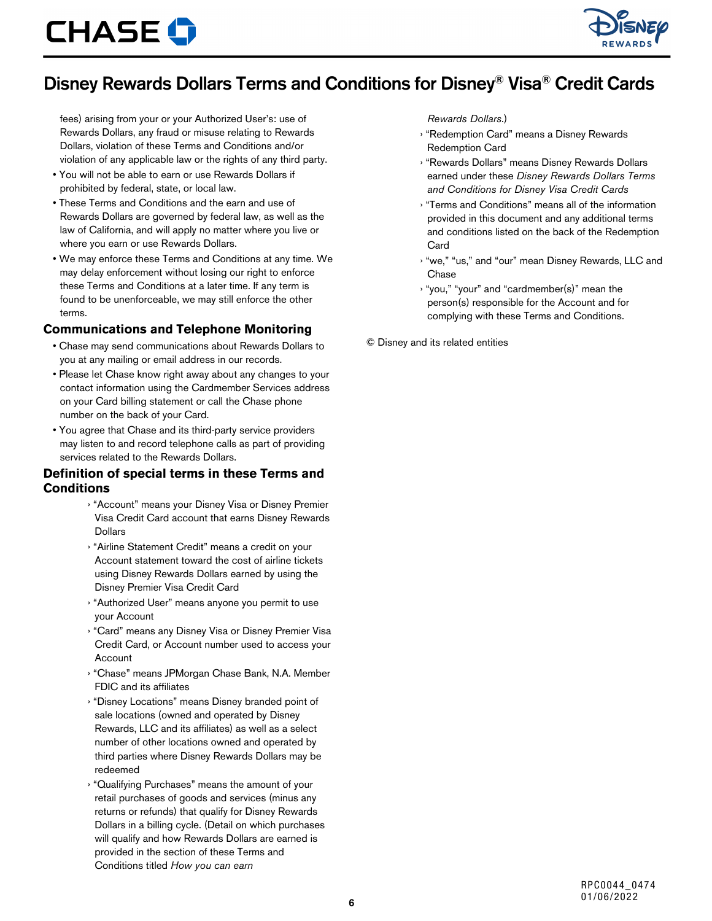fees) arising from your or your Authorized User's: use of Rewards Dollars, any fraud or misuse relating to Rewards Dollars, violation of these Terms and Conditions and/or violation of any applicable law or the rights of any third party.

- You will not be able to earn or use Rewards Dollars if prohibited by federal, state, or local law.
- These Terms and Conditions and the earn and use of Rewards Dollars are governed by federal law, as well as the law of California, and will apply no matter where you live or where you earn or use Rewards Dollars.
- We may enforce these Terms and Conditions at any time. We may delay enforcement without losing our right to enforce these Terms and Conditions at a later time. If any term is found to be unenforceable, we may still enforce the other terms.

### Communications and Telephone Monitoring

- Chase may send communications about Rewards Dollars to you at any mailing or email address in our records.
- Please let Chase know right away about any changes to your contact information using the Cardmember Services address on your Card billing statement or call the Chase phone number on the back of your Card.
- You agree that Chase and its third-party service providers may listen to and record telephone calls as part of providing services related to the Rewards Dollars.

### Definition of special terms in these Terms and Conditions

- "Account" means your Disney Visa or Disney Premier Visa Credit Card account that earns Disney Rewards Dollars
- "Airline Statement Credit" means a credit on your Account statement toward the cost of airline tickets using Disney Rewards Dollars earned by using the Disney Premier Visa Credit Card
- "Authorized User" means anyone you permit to use your Account
- "Card" means any Disney Visa or Disney Premier Visa Credit Card, or Account number used to access your Account
- "Chase" means JPMorgan Chase Bank, N.A. Member FDIC and its affiliates
- "Disney Locations" means Disney branded point of sale locations (owned and operated by Disney Rewards, LLC and its affiliates) as well as a select number of other locations owned and operated by third parties where Disney Rewards Dollars may be redeemed
- "Qualifying Purchases" means the amount of your retail purchases of goods and services (minus any returns or refunds) that qualify for Disney Rewards Dollars in a billing cycle. (Detail on which purchases will qualify and how Rewards Dollars are earned is provided in the section of these Terms and Conditions titled *How you can earn Rewards Dollars*.)
- "Redemption Card" means a Disney Rewards Redemption Card
- "Rewards Dollars" means Disney Rewards Dollars earned under these *Disney Rewards Dollars Terms and Conditions for Disney Visa Credit Cards*
- "Terms and Conditions" means all of the information provided in this document and any additional terms and conditions listed on the back of the Redemption Card
- "we," "us," and "our" mean Disney Rewards, LLC and Chase
- "you," "your" and "cardmember(s)" mean the person(s) responsible for the Account and for complying with these Terms and Conditions.

© Disney and its related entities

RPC0044_0474
01/06/2022